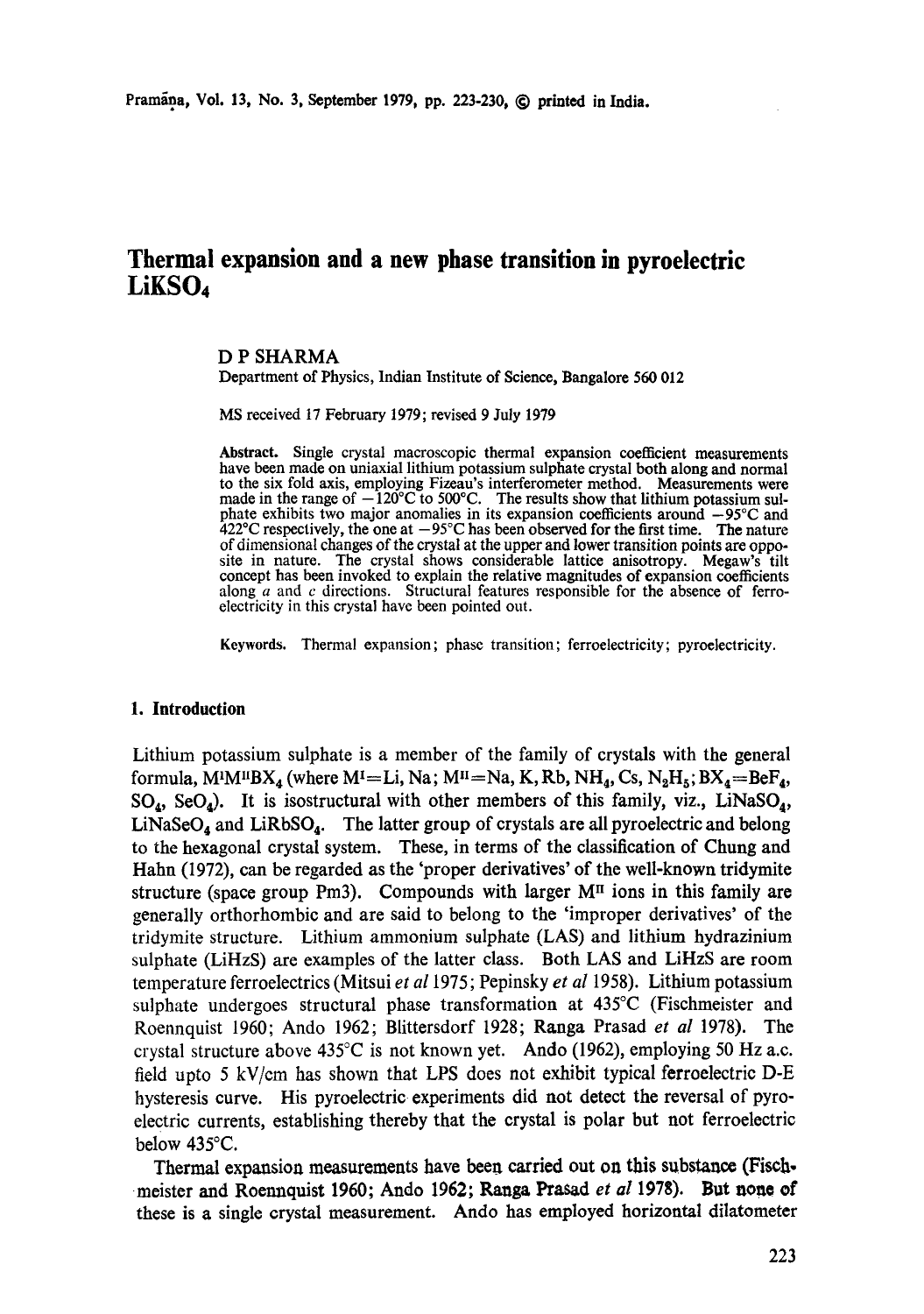# Thermal expansion and a new phase transition in pyroelectric $LiKSO_4$

D P SHARMA

Department of Physics, Indian Institute of Science, Bangalore 560 012

MS received 17 February 1979; revised 9 July 1979

**Abstract.** Single crystal macroscopic thermal expansion coefficient measurements have been made on uniaxial lithium potassium sulphate crystal both along and normal to the six fold axis, employing Fizeau's interferometer method. Measurements were made in the range of −120°C to 500°C. The results show that lithium potassium sulphate exhibits two major anomalies in its expansion coefficients around −95°C and 422°C respectively, the one at −95°C has been observed for the first time. The nature of dimensional changes of the crystal at the upper and lower transition points are opposite in nature. The crystal shows considerable lattice anisotropy. Megaw's tilt concept has been invoked to explain the relative magnitudes of expansion coefficients along *a* and *c* directions. Structural features responsible for the absence of ferroelectricity in this crystal have been pointed out.

**Keywords.** Thermal expansion; phase transition; ferroelectricity; pyroelectricity.

## 1. Introduction

Lithium potassium sulphate is a member of the family of crystals with the general formula, $M^{I}M^{II}BX_4$ (where $M^{I}$=Li, Na; $M^{II}$=Na, K, Rb, $NH_4$, Cs, $N_2H_5$; $BX_4$=$BeF_4$, $SO_4$, $SeO_4$). It is isostructural with other members of this family, viz., $LiNaSO_4$, $LiNaSeO_4$ and $LiRbSO_4$. The latter group of crystals are all pyroelectric and belong to the hexagonal crystal system. These, in terms of the classification of Chung and Hahn (1972), can be regarded as the 'proper derivatives' of the well-known tridymite structure (space group Pm3). Compounds with larger $M^{II}$ ions in this family are generally orthorhombic and are said to belong to the 'improper derivatives' of the tridymite structure. Lithium ammonium sulphate (LAS) and lithium hydrazinium sulphate (LiHzS) are examples of the latter class. Both LAS and LiHzS are room temperature ferroelectrics (Mitsui *et al* 1975; Pepinsky *et al* 1958). Lithium potassium sulphate undergoes structural phase transformation at 435°C (Fischmeister and Roennquist 1960; Ando 1962; Blittersdorf 1928; Ranga Prasad *et al* 1978). The crystal structure above 435°C is not known yet. Ando (1962), employing 50 Hz a.c. field upto 5 kV/cm has shown that LPS does not exhibit typical ferroelectric D-E hysteresis curve. His pyroelectric experiments did not detect the reversal of pyroelectric currents, establishing thereby that the crystal is polar but not ferroelectric below 435°C.

Thermal expansion measurements have been carried out on this substance (Fischmeister and Roennquist 1960; Ando 1962; Ranga Prasad *et al* 1978). But none of these is a single crystal measurement. Ando has employed horizontal dilatometer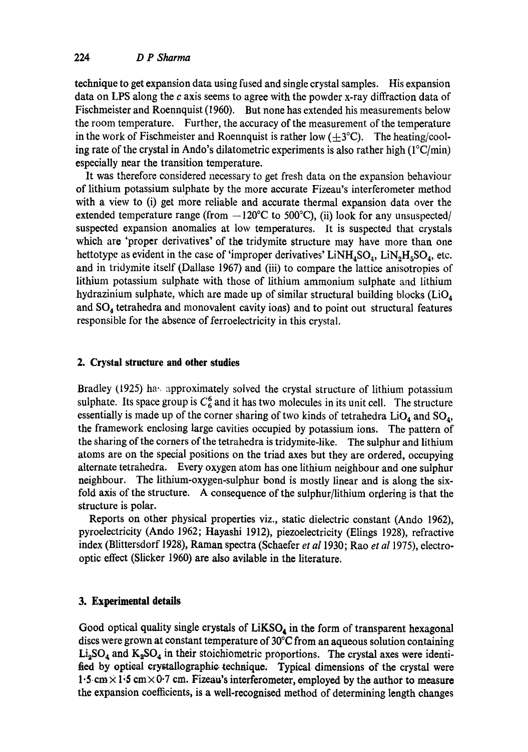technique to get expansion data using fused and single crystal samples. His expansion data on LPS along the *c* axis seems to agree with the powder x-ray diffraction data of Fischmeister and Roennquist (1960). But none has extended his measurements below the room temperature. Further, the accuracy of the measurement of the temperature in the work of Fischmeister and Roennquist is rather low ($\pm 3°C$). The heating/cooling rate of the crystal in Ando's dilatometric experiments is also rather high (1°C/min) especially near the transition temperature.

It was therefore considered necessary to get fresh data on the expansion behaviour of lithium potassium sulphate by the more accurate Fizeau's interferometer method with a view to (i) get more reliable and accurate thermal expansion data over the extended temperature range (from $-120°C$ to 500°C), (ii) look for any unsuspected/suspected expansion anomalies at low temperatures. It is suspected that crystals which are 'proper derivatives' of the tridymite structure may have more than one hettotype as evident in the case of 'improper derivatives' $LiNH_4SO_4$, $LiN_2H_5SO_4$, etc. and in tridymite itself (Dallase 1967) and (iii) to compare the lattice anisotropies of lithium potassium sulphate with those of lithium ammonium sulphate and lithium hydrazinium sulphate, which are made up of similar structural building blocks ($LiO_4$ and $SO_4$ tetrahedra and monovalent cavity ions) and to point out structural features responsible for the absence of ferroelectricity in this crystal.

## 2. Crystal structure and other studies

Bradley (1925) has approximately solved the crystal structure of lithium potassium sulphate. Its space group is $C_6^6$ and it has two molecules in its unit cell. The structure essentially is made up of the corner sharing of two kinds of tetrahedra $LiO_4$ and $SO_4$, the framework enclosing large cavities occupied by potassium ions. The pattern of the sharing of the corners of the tetrahedra is tridymite-like. The sulphur and lithium atoms are on the special positions on the triad axes but they are ordered, occupying alternate tetrahedra. Every oxygen atom has one lithium neighbour and one sulphur neighbour. The lithium-oxygen-sulphur bond is mostly linear and is along the six-fold axis of the structure. A consequence of the sulphur/lithium ordering is that the structure is polar.

Reports on other physical properties viz., static dielectric constant (Ando 1962), pyroelectricity (Ando 1962; Hayashi 1912), piezoelectricity (Elings 1928), refractive index (Blittersdorf 1928), Raman spectra (Schaefer *et al* 1930; Rao *et al* 1975), electro-optic effect (Slicker 1960) are also avilable in the literature.

## 3. Experimental details

Good optical quality single crystals of $LiKSO_4$ in the form of transparent hexagonal discs were grown at constant temperature of 30°C from an aqueous solution containing $Li_2SO_4$ and $K_2SO_4$ in their stoichiometric proportions. The crystal axes were identified by optical crystallographic technique. Typical dimensions of the crystal were $1{\cdot}5$ cm $\times$ $1{\cdot}5$ cm $\times$ $0{\cdot}7$ cm. Fizeau's interferometer, employed by the author to measure the expansion coefficients, is a well-recognised method of determining length changes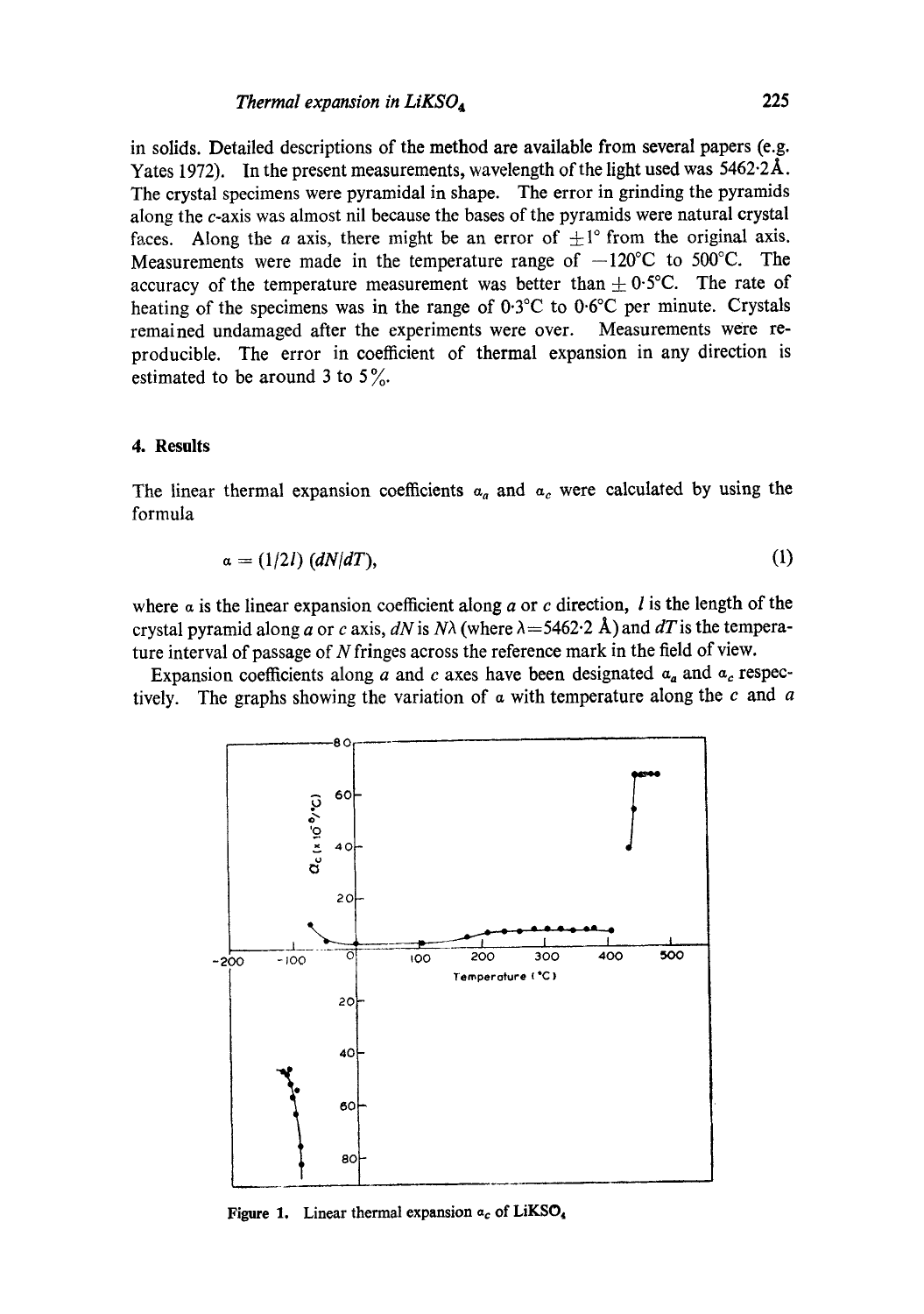in solids. Detailed descriptions of the method are available from several papers (e.g. Yates 1972). In the present measurements, wavelength of the light used was 5462·2Å. The crystal specimens were pyramidal in shape. The error in grinding the pyramids along the $c$-axis was almost nil because the bases of the pyramids were natural crystal faces. Along the $a$ axis, there might be an error of $\pm 1°$ from the original axis. Measurements were made in the temperature range of $-120°$C to 500°C. The accuracy of the temperature measurement was better than $\pm 0{\cdot}5°$C. The rate of heating of the specimens was in the range of 0·3°C to 0·6°C per minute. Crystals remained undamaged after the experiments were over. Measurements were reproducible. The error in coefficient of thermal expansion in any direction is estimated to be around 3 to 5%.

## 4. Results

The linear thermal expansion coefficients $\alpha_a$ and $\alpha_c$ were calculated by using the formula

$$\alpha = (1/2l)\,(dN/dT), \tag{1}$$

where $\alpha$ is the linear expansion coefficient along $a$ or $c$ direction, $l$ is the length of the crystal pyramid along $a$ or $c$ axis, $dN$ is $N\lambda$ (where $\lambda$=5462·2 Å) and $dT$ is the temperature interval of passage of $N$ fringes across the reference mark in the field of view.

Expansion coefficients along $a$ and $c$ axes have been designated $\alpha_a$ and $\alpha_c$ respectively. The graphs showing the variation of $\alpha$ with temperature along the $c$ and $a$

**Figure 1.** Linear thermal expansion $\alpha_c$ of $LiKSO_4$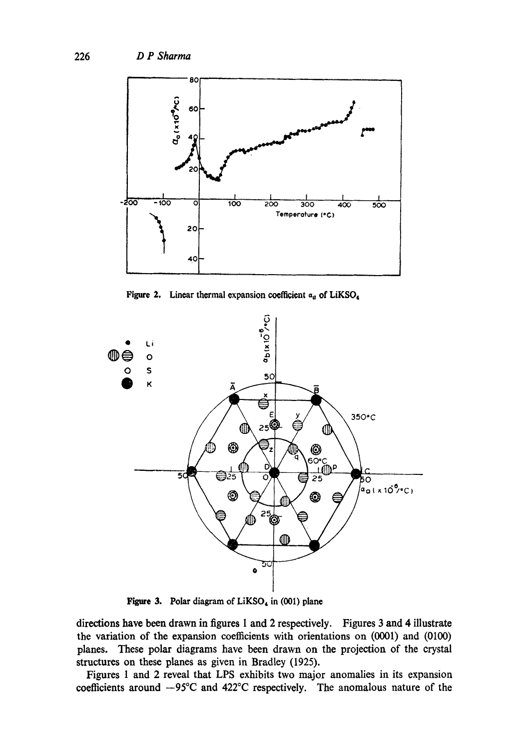Figure 2. Linear thermal expansion coefficient $\alpha_a$ of $LiKSO_4$

Figure 3. Polar diagram of $LiKSO_4$ in (001) plane

directions have been drawn in figures 1 and 2 respectively. Figures 3 and 4 illustrate the variation of the expansion coefficients with orientations on (0001) and (0100) planes. These polar diagrams have been drawn on the projection of the crystal structures on these planes as given in Bradley (1925).

Figures 1 and 2 reveal that LPS exhibits two major anomalies in its expansion coefficients around −95°C and 422°C respectively. The anomalous nature of the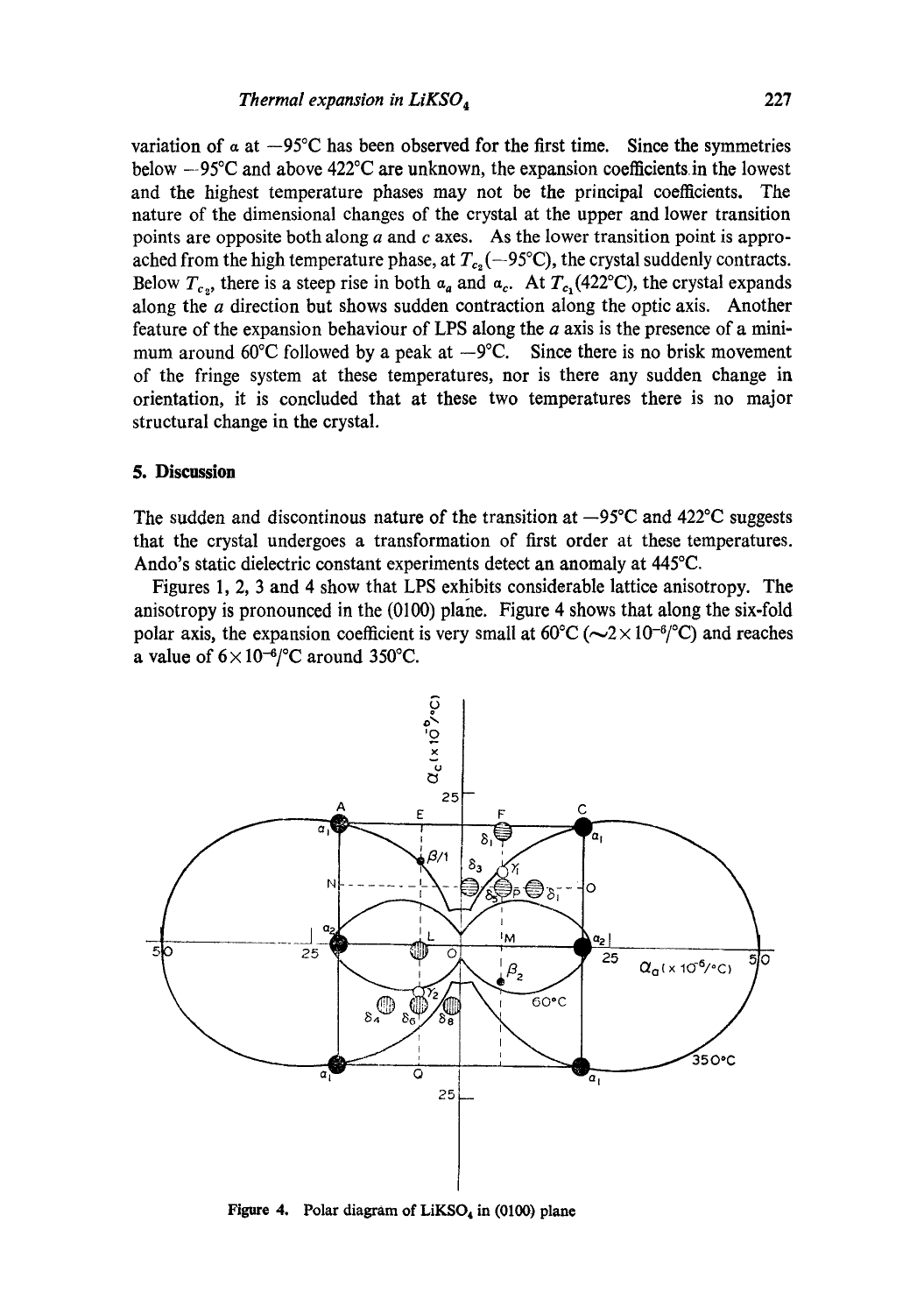variation of $\alpha$ at $-95°C$ has been observed for the first time. Since the symmetries below $-95°C$ and above 422°C are unknown, the expansion coefficients in the lowest and the highest temperature phases may not be the principal coefficients. The nature of the dimensional changes of the crystal at the upper and lower transition points are opposite both along $a$ and $c$ axes. As the lower transition point is approached from the high temperature phase, at $T_{c_2}$ ($-95°C$), the crystal suddenly contracts. Below $T_{c_2}$, there is a steep rise in both $\alpha_a$ and $\alpha_c$. At $T_{c_1}$ (422°C), the crystal expands along the $a$ direction but shows sudden contraction along the optic axis. Another feature of the expansion behaviour of LPS along the $a$ axis is the presence of a minimum around 60°C followed by a peak at $-9°C$. Since there is no brisk movement of the fringe system at these temperatures, nor is there any sudden change in orientation, it is concluded that at these two temperatures there is no major structural change in the crystal.

## 5. Discussion

The sudden and discontinous nature of the transition at $-95°C$ and 422°C suggests that the crystal undergoes a transformation of first order at these temperatures. Ando's static dielectric constant experiments detect an anomaly at 445°C.

Figures 1, 2, 3 and 4 show that LPS exhibits considerable lattice anisotropy. The anisotropy is pronounced in the (0100) plane. Figure 4 shows that along the six-fold polar axis, the expansion coefficient is very small at 60°C ($\sim 2 \times 10^{-6}$/°C) and reaches a value of $6 \times 10^{-6}$/°C around 350°C.

Figure 4. Polar diagram of $LiKSO_4$ in (0100) plane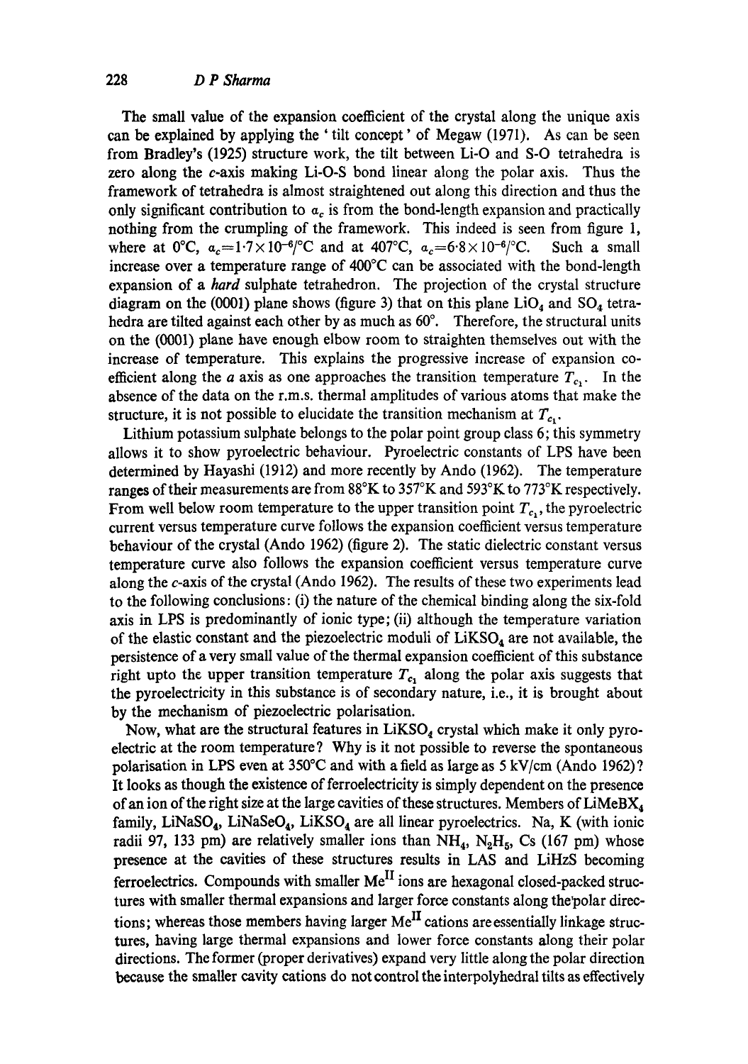The small value of the expansion coefficient of the crystal along the unique axis can be explained by applying the 'tilt concept' of Megaw (1971). As can be seen from Bradley's (1925) structure work, the tilt between Li-O and S-O tetrahedra is zero along the $c$-axis making Li-O-S bond linear along the polar axis. Thus the framework of tetrahedra is almost straightened out along this direction and thus the only significant contribution to $\alpha_c$ is from the bond-length expansion and practically nothing from the crumpling of the framework. This indeed is seen from figure 1, where at 0°C, $\alpha_c = 1{\cdot}7 \times 10^{-6}/°C$ and at 407°C, $\alpha_c = 6{\cdot}8 \times 10^{-6}/°C$. Such a small increase over a temperature range of 400°C can be associated with the bond-length expansion of a *hard* sulphate tetrahedron. The projection of the crystal structure diagram on the (0001) plane shows (figure 3) that on this plane $LiO_4$ and $SO_4$ tetrahedra are tilted against each other by as much as 60°. Therefore, the structural units on the (0001) plane have enough elbow room to straighten themselves out with the increase of temperature. This explains the progressive increase of expansion coefficient along the $a$ axis as one approaches the transition temperature $T_{c_1}$. In the absence of the data on the r.m.s. thermal amplitudes of various atoms that make the structure, it is not possible to elucidate the transition mechanism at $T_{c_1}$.

Lithium potassium sulphate belongs to the polar point group class 6; this symmetry allows it to show pyroelectric behaviour. Pyroelectric constants of LPS have been determined by Hayashi (1912) and more recently by Ando (1962). The temperature ranges of their measurements are from 88°K to 357°K and 593°K to 773°K respectively. From well below room temperature to the upper transition point $T_{c_1}$, the pyroelectric current versus temperature curve follows the expansion coefficient versus temperature behaviour of the crystal (Ando 1962) (figure 2). The static dielectric constant versus temperature curve also follows the expansion coefficient versus temperature curve along the $c$-axis of the crystal (Ando 1962). The results of these two experiments lead to the following conclusions: (i) the nature of the chemical binding along the six-fold axis in LPS is predominantly of ionic type; (ii) although the temperature variation of the elastic constant and the piezoelectric moduli of $LiKSO_4$ are not available, the persistence of a very small value of the thermal expansion coefficient of this substance right upto the upper transition temperature $T_{c_1}$ along the polar axis suggests that the pyroelectricity in this substance is of secondary nature, i.e., it is brought about by the mechanism of piezoelectric polarisation.

Now, what are the structural features in $LiKSO_4$ crystal which make it only pyroelectric at the room temperature? Why is it not possible to reverse the spontaneous polarisation in LPS even at 350°C and with a field as large as 5 kV/cm (Ando 1962)? It looks as though the existence of ferroelectricity is simply dependent on the presence of an ion of the right size at the large cavities of these structures. Members of $LiMeBX_4$ family, $LiNaSO_4$, $LiNaSeO_4$, $LiKSO_4$ are all linear pyroelectrics. Na, K (with ionic radii 97, 133 pm) are relatively smaller ions than $NH_4$, $N_2H_5$, Cs (167 pm) whose presence at the cavities of these structures results in LAS and LiHzS becoming ferroelectrics. Compounds with smaller $Me^{II}$ ions are hexagonal closed-packed structures with smaller thermal expansions and larger force constants along the polar directions; whereas those members having larger $Me^{II}$ cations are essentially linkage structures, having large thermal expansions and lower force constants along their polar directions. The former (proper derivatives) expand very little along the polar direction because the smaller cavity cations do not control the interpolyhedral tilts as effectively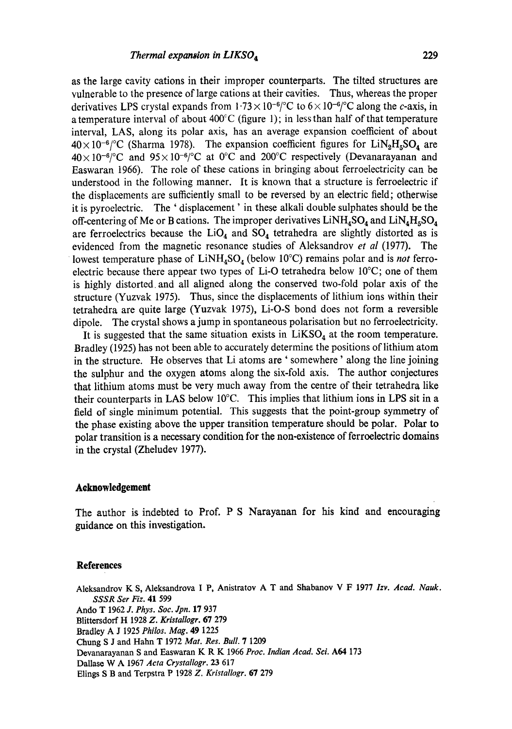as the large cavity cations in their improper counterparts. The tilted structures are vulnerable to the presence of large cations at their cavities. Thus, whereas the proper derivatives LPS crystal expands from $1{\cdot}73\times10^{-6}/°C$ to $6\times10^{-6}/°C$ along the *c*-axis, in a temperature interval of about 400°C (figure 1); in less than half of that temperature interval, LAS, along its polar axis, has an average expansion coefficient of about $40\times10^{-6}/°C$ (Sharma 1978). The expansion coefficient figures for $LiN_2H_5SO_4$ are $40\times10^{-6}/°C$ and $95\times10^{-6}/°C$ at 0°C and 200°C respectively (Devanarayanan and Easwaran 1966). The role of these cations in bringing about ferroelectricity can be understood in the following manner. It is known that a structure is ferroelectric if the displacements are sufficiently small to be reversed by an electric field; otherwise it is pyroelectric. The 'displacement' in these alkali double sulphates should be the off-centering of Me or B cations. The improper derivatives $LiNH_4SO_4$ and $LiN_4H_5SO_4$ are ferroelectrics because the $LiO_4$ and $SO_4$ tetrahedra are slightly distorted as is evidenced from the magnetic resonance studies of Aleksandrov *et al* (1977). The lowest temperature phase of $LiNH_4SO_4$ (below 10°C) remains polar and is *not* ferroelectric because there appear two types of Li-O tetrahedra below 10°C; one of them is highly distorted and all aligned along the conserved two-fold polar axis of the structure (Yuzvak 1975). Thus, since the displacements of lithium ions within their tetrahedra are quite large (Yuzvak 1975), Li-O-S bond does not form a reversible dipole. The crystal shows a jump in spontaneous polarisation but no ferroelectricity.

It is suggested that the same situation exists in $LiKSO_4$ at the room temperature. Bradley (1925) has not been able to accurately determine the positions of lithium atom in the structure. He observes that Li atoms are 'somewhere' along the line joining the sulphur and the oxygen atoms along the six-fold axis. The author conjectures that lithium atoms must be very much away from the centre of their tetrahedra like their counterparts in LAS below 10°C. This implies that lithium ions in LPS sit in a field of single minimum potential. This suggests that the point-group symmetry of the phase existing above the upper transition temperature should be polar. Polar to polar transition is a necessary condition for the non-existence of ferroelectric domains in the crystal (Zheludev 1977).

## Acknowledgement

The author is indebted to Prof. P S Narayanan for his kind and encouraging guidance on this investigation.

## References

Aleksandrov K S, Aleksandrova I P, Anistratov A T and Shabanov V F 1977 *Izv. Acad. Nauk. SSSR Ser Fiz.* **41** 599

Ando T 1962 *J. Phys. Soc. Jpn.* **17** 937

Blittersdorf H 1928 *Z. Kristallogr.* **67** 279

Bradley A J 1925 *Philos. Mag.* **49** 1225

Chung S J and Hahn T 1972 *Mat. Res. Bull.* **7** 1209

Devanarayanan S and Easwaran K R K 1966 *Proc. Indian Acad. Sci.* **A64** 173

Dallase W A 1967 *Acta Crystallogr.* **23** 617

Elings S B and Terpstra P 1928 *Z. Kristallogr.* **67** 279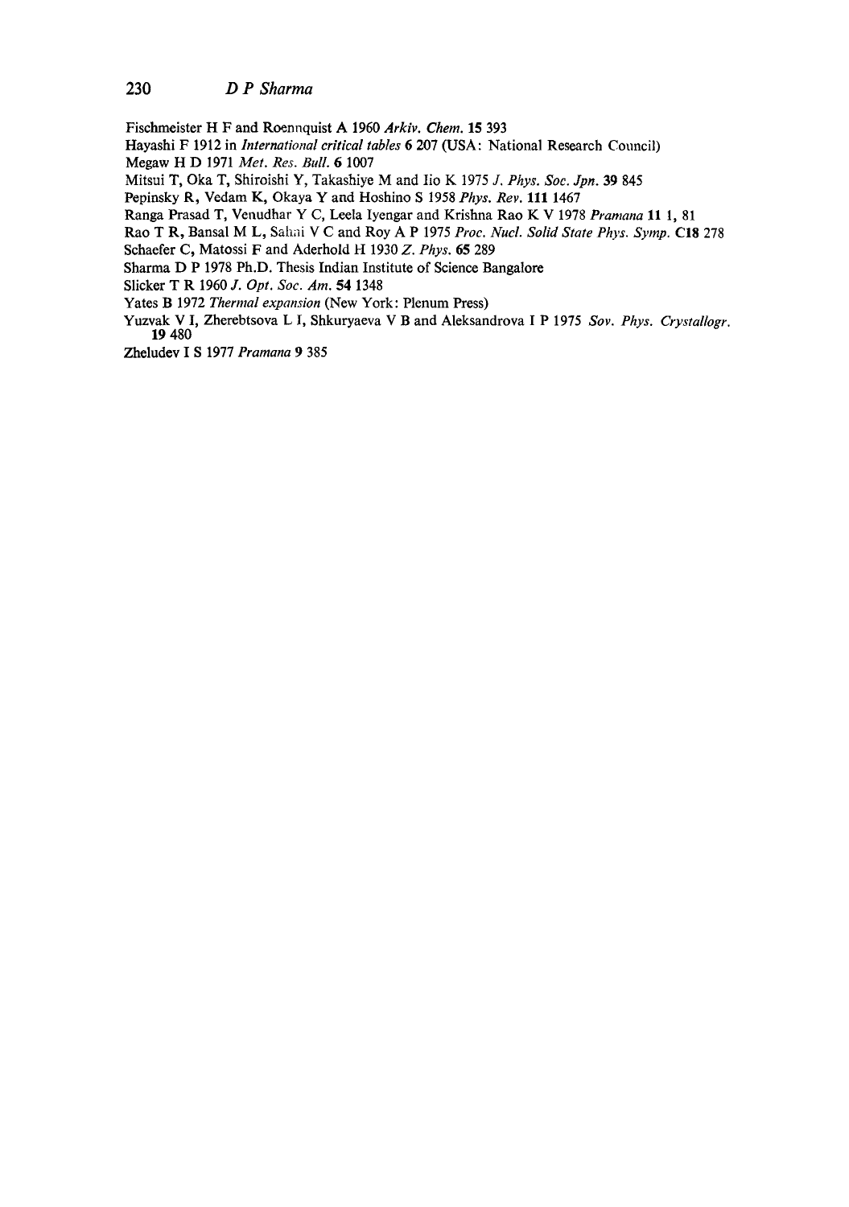Fischmeister H F and Roennquist A 1960 *Arkiv. Chem.* **15** 393

Hayashi F 1912 in *International critical tables* **6** 207 (USA: National Research Council)

Megaw H D 1971 *Met. Res. Bull.* **6** 1007

Mitsui T, Oka T, Shiroishi Y, Takashiye M and Iio K 1975 *J. Phys. Soc. Jpn.* **39** 845

Pepinsky R, Vedam K, Okaya Y and Hoshino S 1958 *Phys. Rev.* **111** 1467

Ranga Prasad T, Venudhar Y C, Leela Iyengar and Krishna Rao K V 1978 *Pramana* **11** 1, 81

Rao T R, Bansal M L, Sahni V C and Roy A P 1975 *Proc. Nucl. Solid State Phys. Symp.* **C18** 278

Schaefer C, Matossi F and Aderhold H 1930 *Z. Phys.* **65** 289

Sharma D P 1978 Ph.D. Thesis Indian Institute of Science Bangalore

Slicker T R 1960 *J. Opt. Soc. Am.* **54** 1348

Yates B 1972 *Thermal expansion* (New York: Plenum Press)

Yuzvak V I, Zherebtsova L I, Shkuryaeva V B and Aleksandrova I P 1975 *Sov. Phys. Crystallogr.* **19** 480

Zheludev I S 1977 *Pramana* **9** 385